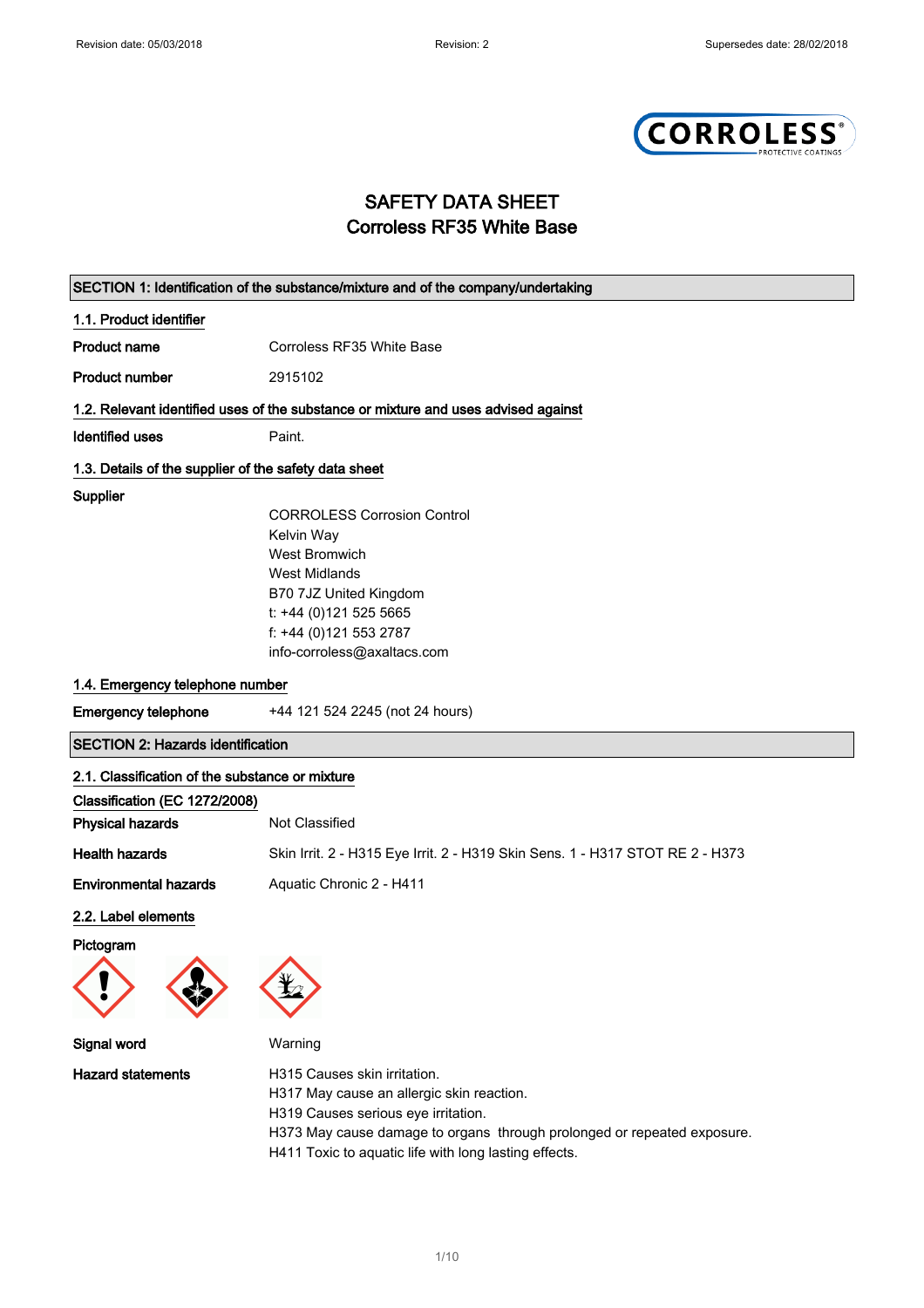# SAFETY DATA SHEET
# Corroless RF35 White Base

## SECTION 1: Identification of the substance/mixture and of the company/undertaking

### 1.1. Product identifier

**Product name** Corroless RF35 White Base

**Product number** 2915102

### 1.2. Relevant identified uses of the substance or mixture and uses advised against

**Identified uses** Paint.

### 1.3. Details of the supplier of the safety data sheet

**Supplier**

CORROLESS Corrosion Control
Kelvin Way
West Bromwich
West Midlands
B70 7JZ United Kingdom
t: +44 (0)121 525 5665
f: +44 (0)121 553 2787
info-corroless@axaltacs.com

### 1.4. Emergency telephone number

**Emergency telephone** +44 121 524 2245 (not 24 hours)

## SECTION 2: Hazards identification

### 2.1. Classification of the substance or mixture

**Classification (EC 1272/2008)**

**Physical hazards** Not Classified

**Health hazards** Skin Irrit. 2 - H315 Eye Irrit. 2 - H319 Skin Sens. 1 - H317 STOT RE 2 - H373

**Environmental hazards** Aquatic Chronic 2 - H411

### 2.2. Label elements

**Pictogram**

**Signal word** Warning

**Hazard statements**

H315 Causes skin irritation.
H317 May cause an allergic skin reaction.
H319 Causes serious eye irritation.
H373 May cause damage to organs through prolonged or repeated exposure.
H411 Toxic to aquatic life with long lasting effects.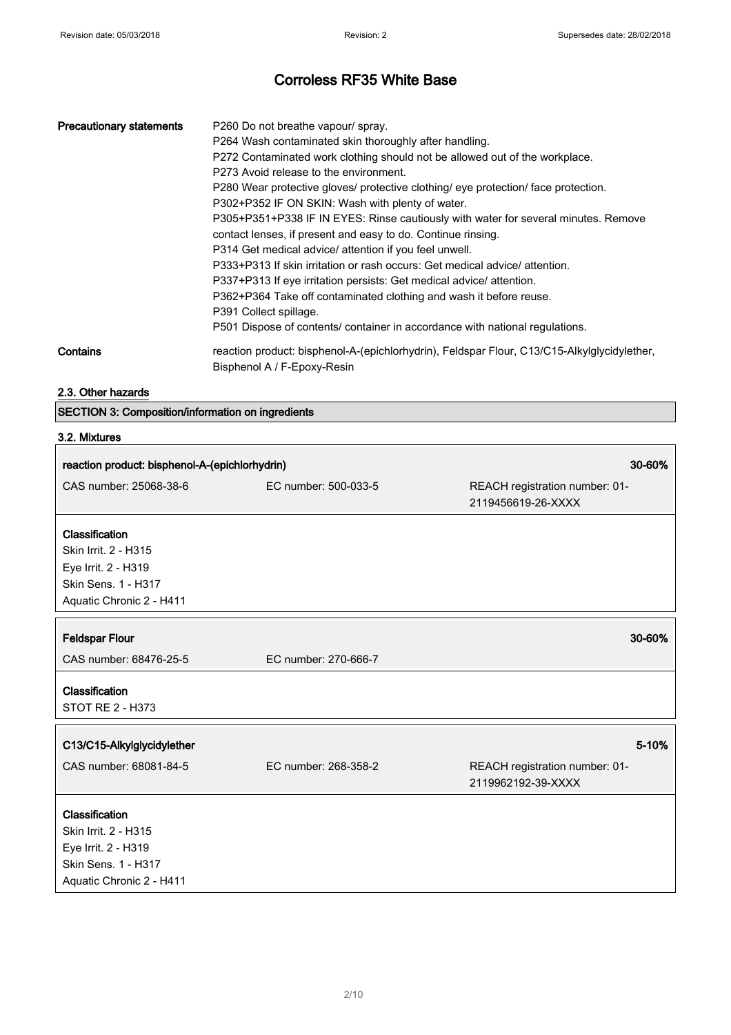# Corroless RF35 White Base

| | |
|---|---|
| **Precautionary statements** | P260 Do not breathe vapour/ spray.<br>P264 Wash contaminated skin thoroughly after handling.<br>P272 Contaminated work clothing should not be allowed out of the workplace.<br>P273 Avoid release to the environment.<br>P280 Wear protective gloves/ protective clothing/ eye protection/ face protection.<br>P302+P352 IF ON SKIN: Wash with plenty of water.<br>P305+P351+P338 IF IN EYES: Rinse cautiously with water for several minutes. Remove contact lenses, if present and easy to do. Continue rinsing.<br>P314 Get medical advice/ attention if you feel unwell.<br>P333+P313 If skin irritation or rash occurs: Get medical advice/ attention.<br>P337+P313 If eye irritation persists: Get medical advice/ attention.<br>P362+P364 Take off contaminated clothing and wash it before reuse.<br>P391 Collect spillage.<br>P501 Dispose of contents/ container in accordance with national regulations. |
| **Contains** | reaction product: bisphenol-A-(epichlorhydrin), Feldspar Flour, C13/C15-Alkylglycidylether, Bisphenol A / F-Epoxy-Resin |

### 2.3. Other hazards

## SECTION 3: Composition/information on ingredients

### 3.2. Mixtures

**reaction product: bisphenol-A-(epichlorhydrin)** — **30-60%**

| CAS number: 25068-38-6 | EC number: 500-033-5 | REACH registration number: 01-2119456619-26-XXXX |
|---|---|---|

**Classification**
Skin Irrit. 2 - H315
Eye Irrit. 2 - H319
Skin Sens. 1 - H317
Aquatic Chronic 2 - H411

**Feldspar Flour** — **30-60%**

| CAS number: 68476-25-5 | EC number: 270-666-7 |
|---|---|

**Classification**
STOT RE 2 - H373

**C13/C15-Alkylglycidylether** — **5-10%**

| CAS number: 68081-84-5 | EC number: 268-358-2 | REACH registration number: 01-2119962192-39-XXXX |
|---|---|---|

**Classification**
Skin Irrit. 2 - H315
Eye Irrit. 2 - H319
Skin Sens. 1 - H317
Aquatic Chronic 2 - H411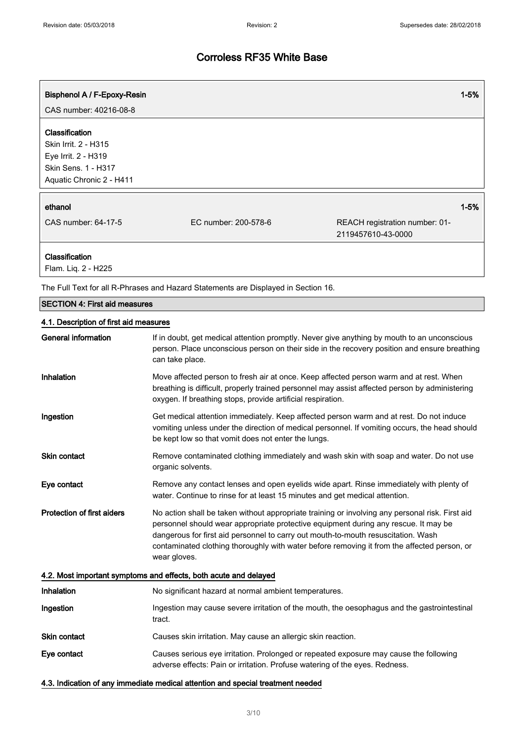# Corroless RF35 White Base

| Bisphenol A / F-Epoxy-Resin | | 1-5% |
|---|---|---|
| CAS number: 40216-08-8 | | |
| **Classification**<br>Skin Irrit. 2 - H315<br>Eye Irrit. 2 - H319<br>Skin Sens. 1 - H317<br>Aquatic Chronic 2 - H411 | | |

| ethanol | | 1-5% |
|---|---|---|
| CAS number: 64-17-5 | EC number: 200-578-6 | REACH registration number: 01-2119457610-43-0000 |
| **Classification**<br>Flam. Liq. 2 - H225 | | |

The Full Text for all R-Phrases and Hazard Statements are Displayed in Section 16.

## SECTION 4: First aid measures

### 4.1. Description of first aid measures

**General information** If in doubt, get medical attention promptly. Never give anything by mouth to an unconscious person. Place unconscious person on their side in the recovery position and ensure breathing can take place.

**Inhalation** Move affected person to fresh air at once. Keep affected person warm and at rest. When breathing is difficult, properly trained personnel may assist affected person by administering oxygen. If breathing stops, provide artificial respiration.

**Ingestion** Get medical attention immediately. Keep affected person warm and at rest. Do not induce vomiting unless under the direction of medical personnel. If vomiting occurs, the head should be kept low so that vomit does not enter the lungs.

**Skin contact** Remove contaminated clothing immediately and wash skin with soap and water. Do not use organic solvents.

**Eye contact** Remove any contact lenses and open eyelids wide apart. Rinse immediately with plenty of water. Continue to rinse for at least 15 minutes and get medical attention.

**Protection of first aiders** No action shall be taken without appropriate training or involving any personal risk. First aid personnel should wear appropriate protective equipment during any rescue. It may be dangerous for first aid personnel to carry out mouth-to-mouth resuscitation. Wash contaminated clothing thoroughly with water before removing it from the affected person, or wear gloves.

### 4.2. Most important symptoms and effects, both acute and delayed

**Inhalation** No significant hazard at normal ambient temperatures.

**Ingestion** Ingestion may cause severe irritation of the mouth, the oesophagus and the gastrointestinal tract.

**Skin contact** Causes skin irritation. May cause an allergic skin reaction.

**Eye contact** Causes serious eye irritation. Prolonged or repeated exposure may cause the following adverse effects: Pain or irritation. Profuse watering of the eyes. Redness.

### 4.3. Indication of any immediate medical attention and special treatment needed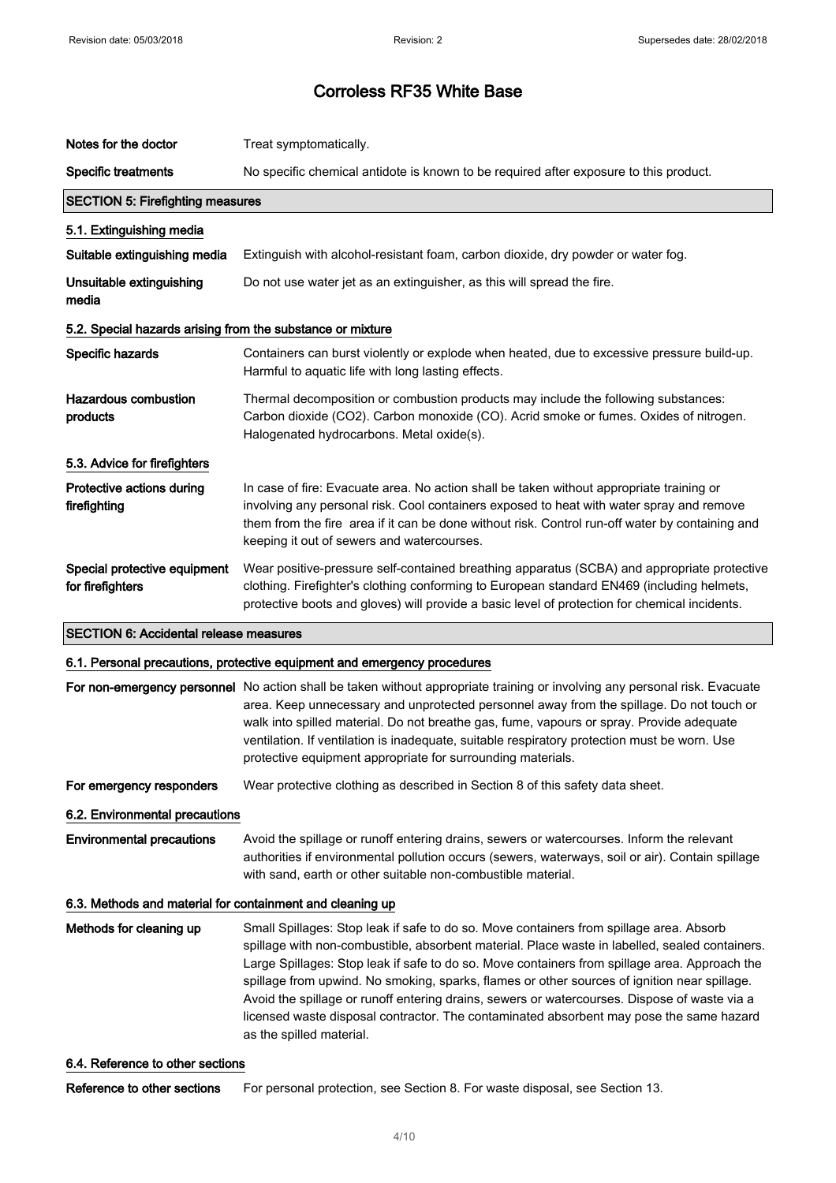# Corroless RF35 White Base

| | |
|---|---|
| **Notes for the doctor** | Treat symptomatically. |
| **Specific treatments** | No specific chemical antidote is known to be required after exposure to this product. |

## SECTION 5: Firefighting measures

### 5.1. Extinguishing media

| | |
|---|---|
| **Suitable extinguishing media** | Extinguish with alcohol-resistant foam, carbon dioxide, dry powder or water fog. |
| **Unsuitable extinguishing media** | Do not use water jet as an extinguisher, as this will spread the fire. |

### 5.2. Special hazards arising from the substance or mixture

| | |
|---|---|
| **Specific hazards** | Containers can burst violently or explode when heated, due to excessive pressure build-up. Harmful to aquatic life with long lasting effects. |
| **Hazardous combustion products** | Thermal decomposition or combustion products may include the following substances: Carbon dioxide ($CO_2$). Carbon monoxide (CO). Acrid smoke or fumes. Oxides of nitrogen. Halogenated hydrocarbons. Metal oxide(s). |

### 5.3. Advice for firefighters

| | |
|---|---|
| **Protective actions during firefighting** | In case of fire: Evacuate area. No action shall be taken without appropriate training or involving any personal risk. Cool containers exposed to heat with water spray and remove them from the fire area if it can be done without risk. Control run-off water by containing and keeping it out of sewers and watercourses. |
| **Special protective equipment for firefighters** | Wear positive-pressure self-contained breathing apparatus (SCBA) and appropriate protective clothing. Firefighter's clothing conforming to European standard EN469 (including helmets, protective boots and gloves) will provide a basic level of protection for chemical incidents. |

## SECTION 6: Accidental release measures

### 6.1. Personal precautions, protective equipment and emergency procedures

| | |
|---|---|
| **For non-emergency personnel** | No action shall be taken without appropriate training or involving any personal risk. Evacuate area. Keep unnecessary and unprotected personnel away from the spillage. Do not touch or walk into spilled material. Do not breathe gas, fume, vapours or spray. Provide adequate ventilation. If ventilation is inadequate, suitable respiratory protection must be worn. Use protective equipment appropriate for surrounding materials. |
| **For emergency responders** | Wear protective clothing as described in Section 8 of this safety data sheet. |

### 6.2. Environmental precautions

| | |
|---|---|
| **Environmental precautions** | Avoid the spillage or runoff entering drains, sewers or watercourses. Inform the relevant authorities if environmental pollution occurs (sewers, waterways, soil or air). Contain spillage with sand, earth or other suitable non-combustible material. |

### 6.3. Methods and material for containment and cleaning up

| | |
|---|---|
| **Methods for cleaning up** | Small Spillages: Stop leak if safe to do so. Move containers from spillage area. Absorb spillage with non-combustible, absorbent material. Place waste in labelled, sealed containers. Large Spillages: Stop leak if safe to do so. Move containers from spillage area. Approach the spillage from upwind. No smoking, sparks, flames or other sources of ignition near spillage. Avoid the spillage or runoff entering drains, sewers or watercourses. Dispose of waste via a licensed waste disposal contractor. The contaminated absorbent may pose the same hazard as the spilled material. |

### 6.4. Reference to other sections

| | |
|---|---|
| **Reference to other sections** | For personal protection, see Section 8. For waste disposal, see Section 13. |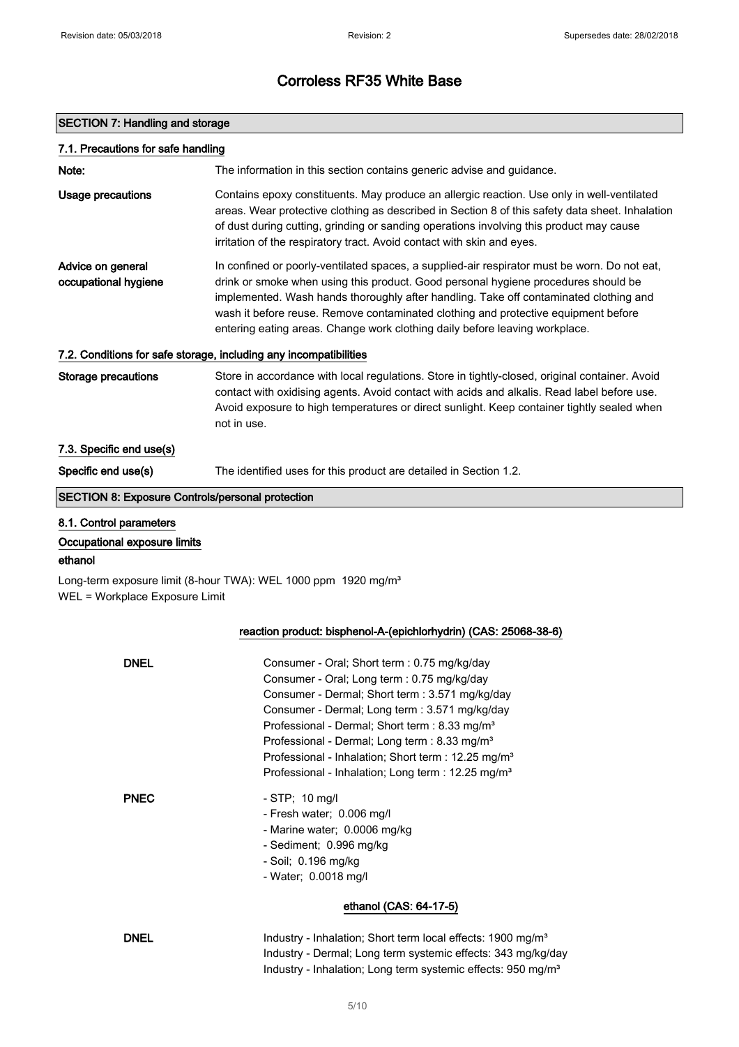# Corroless RF35 White Base

## SECTION 7: Handling and storage

### 7.1. Precautions for safe handling

**Note:** The information in this section contains generic advise and guidance.

**Usage precautions** Contains epoxy constituents. May produce an allergic reaction. Use only in well-ventilated areas. Wear protective clothing as described in Section 8 of this safety data sheet. Inhalation of dust during cutting, grinding or sanding operations involving this product may cause irritation of the respiratory tract. Avoid contact with skin and eyes.

**Advice on general occupational hygiene** In confined or poorly-ventilated spaces, a supplied-air respirator must be worn. Do not eat, drink or smoke when using this product. Good personal hygiene procedures should be implemented. Wash hands thoroughly after handling. Take off contaminated clothing and wash it before reuse. Remove contaminated clothing and protective equipment before entering eating areas. Change work clothing daily before leaving workplace.

### 7.2. Conditions for safe storage, including any incompatibilities

**Storage precautions** Store in accordance with local regulations. Store in tightly-closed, original container. Avoid contact with oxidising agents. Avoid contact with acids and alkalis. Read label before use. Avoid exposure to high temperatures or direct sunlight. Keep container tightly sealed when not in use.

### 7.3. Specific end use(s)

**Specific end use(s)** The identified uses for this product are detailed in Section 1.2.

## SECTION 8: Exposure Controls/personal protection

### 8.1. Control parameters

#### Occupational exposure limits

**ethanol**

Long-term exposure limit (8-hour TWA): WEL 1000 ppm 1920 mg/m³
WEL = Workplace Exposure Limit

#### reaction product: bisphenol-A-(epichlorhydrin) (CAS: 25068-38-6)

**DNEL**
Consumer - Oral; Short term : 0.75 mg/kg/day
Consumer - Oral; Long term : 0.75 mg/kg/day
Consumer - Dermal; Short term : 3.571 mg/kg/day
Consumer - Dermal; Long term : 3.571 mg/kg/day
Professional - Dermal; Short term : 8.33 mg/m³
Professional - Dermal; Long term : 8.33 mg/m³
Professional - Inhalation; Short term : 12.25 mg/m³
Professional - Inhalation; Long term : 12.25 mg/m³

**PNEC**
- STP; 10 mg/l
- Fresh water; 0.006 mg/l
- Marine water; 0.0006 mg/kg
- Sediment; 0.996 mg/kg
- Soil; 0.196 mg/kg
- Water; 0.0018 mg/l

#### ethanol (CAS: 64-17-5)

**DNEL**
Industry - Inhalation; Short term local effects: 1900 mg/m³
Industry - Dermal; Long term systemic effects: 343 mg/kg/day
Industry - Inhalation; Long term systemic effects: 950 mg/m³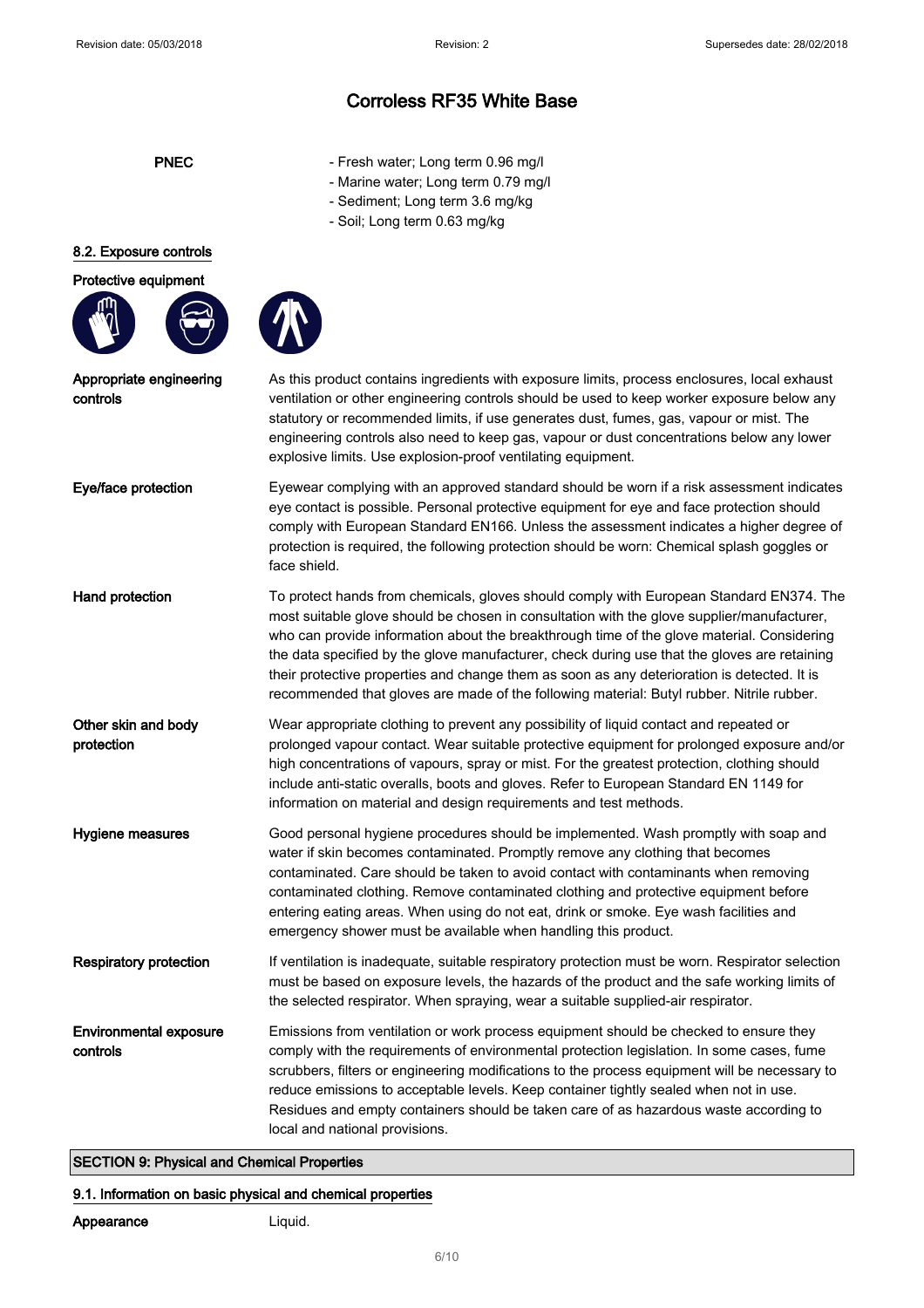# Corroless RF35 White Base

**PNEC**

- Fresh water; Long term 0.96 mg/l
- Marine water; Long term 0.79 mg/l
- Sediment; Long term 3.6 mg/kg
- Soil; Long term 0.63 mg/kg

## 8.2. Exposure controls

**Protective equipment**

**Appropriate engineering controls**

As this product contains ingredients with exposure limits, process enclosures, local exhaust ventilation or other engineering controls should be used to keep worker exposure below any statutory or recommended limits, if use generates dust, fumes, gas, vapour or mist. The engineering controls also need to keep gas, vapour or dust concentrations below any lower explosive limits. Use explosion-proof ventilating equipment.

**Eye/face protection**

Eyewear complying with an approved standard should be worn if a risk assessment indicates eye contact is possible. Personal protective equipment for eye and face protection should comply with European Standard EN166. Unless the assessment indicates a higher degree of protection is required, the following protection should be worn: Chemical splash goggles or face shield.

**Hand protection**

To protect hands from chemicals, gloves should comply with European Standard EN374. The most suitable glove should be chosen in consultation with the glove supplier/manufacturer, who can provide information about the breakthrough time of the glove material. Considering the data specified by the glove manufacturer, check during use that the gloves are retaining their protective properties and change them as soon as any deterioration is detected. It is recommended that gloves are made of the following material: Butyl rubber. Nitrile rubber.

**Other skin and body protection**

Wear appropriate clothing to prevent any possibility of liquid contact and repeated or prolonged vapour contact. Wear suitable protective equipment for prolonged exposure and/or high concentrations of vapours, spray or mist. For the greatest protection, clothing should include anti-static overalls, boots and gloves. Refer to European Standard EN 1149 for information on material and design requirements and test methods.

**Hygiene measures**

Good personal hygiene procedures should be implemented. Wash promptly with soap and water if skin becomes contaminated. Promptly remove any clothing that becomes contaminated. Care should be taken to avoid contact with contaminants when removing contaminated clothing. Remove contaminated clothing and protective equipment before entering eating areas. When using do not eat, drink or smoke. Eye wash facilities and emergency shower must be available when handling this product.

**Respiratory protection**

If ventilation is inadequate, suitable respiratory protection must be worn. Respirator selection must be based on exposure levels, the hazards of the product and the safe working limits of the selected respirator. When spraying, wear a suitable supplied-air respirator.

**Environmental exposure controls**

Emissions from ventilation or work process equipment should be checked to ensure they comply with the requirements of environmental protection legislation. In some cases, fume scrubbers, filters or engineering modifications to the process equipment will be necessary to reduce emissions to acceptable levels. Keep container tightly sealed when not in use. Residues and empty containers should be taken care of as hazardous waste according to local and national provisions.

## SECTION 9: Physical and Chemical Properties

### 9.1. Information on basic physical and chemical properties

**Appearance** Liquid.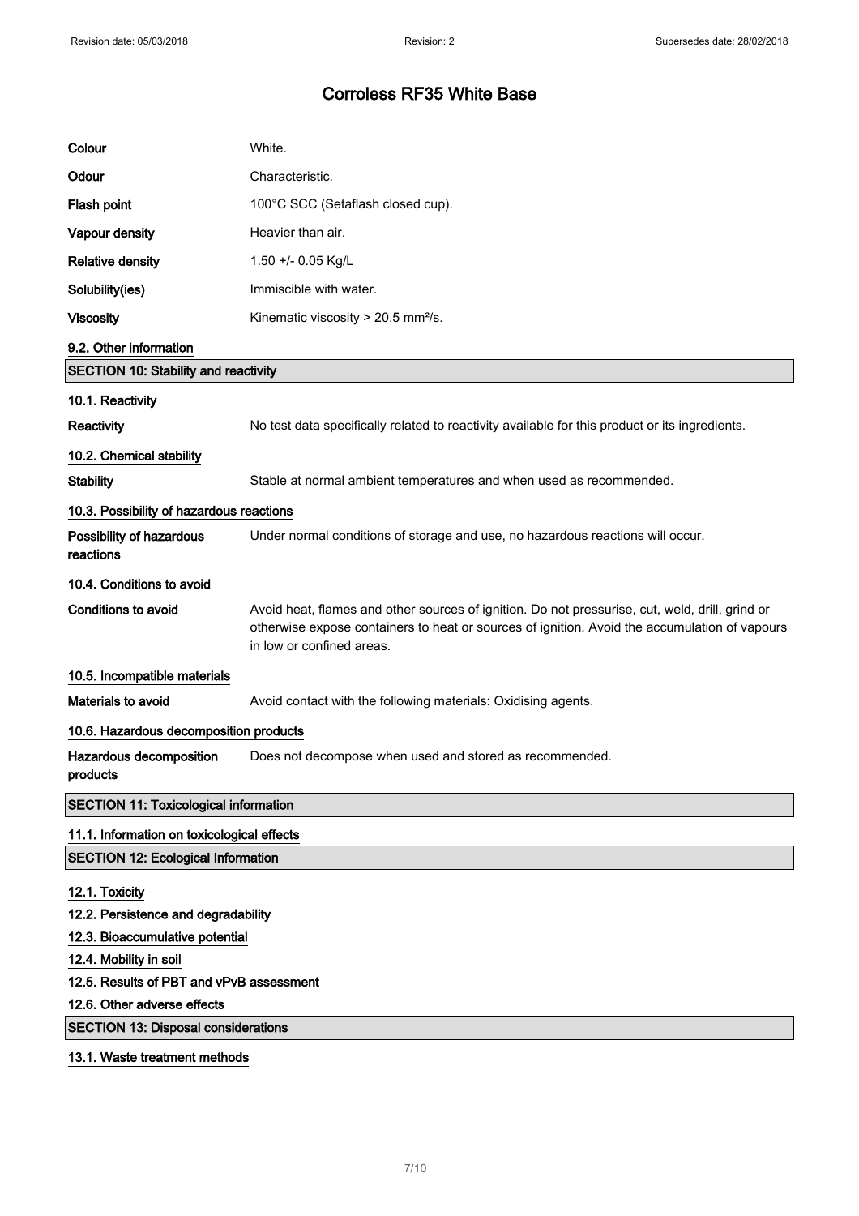# Corroless RF35 White Base

| | |
|---|---|
| **Colour** | White. |
| **Odour** | Characteristic. |
| **Flash point** | 100°C SCC (Setaflash closed cup). |
| **Vapour density** | Heavier than air. |
| **Relative density** | 1.50 +/- 0.05 Kg/L |
| **Solubility(ies)** | Immiscible with water. |
| **Viscosity** | Kinematic viscosity > 20.5 mm²/s. |

### 9.2. Other information

## SECTION 10: Stability and reactivity

### 10.1. Reactivity

**Reactivity** No test data specifically related to reactivity available for this product or its ingredients.

### 10.2. Chemical stability

**Stability** Stable at normal ambient temperatures and when used as recommended.

### 10.3. Possibility of hazardous reactions

**Possibility of hazardous reactions** Under normal conditions of storage and use, no hazardous reactions will occur.

### 10.4. Conditions to avoid

**Conditions to avoid** Avoid heat, flames and other sources of ignition. Do not pressurise, cut, weld, drill, grind or otherwise expose containers to heat or sources of ignition. Avoid the accumulation of vapours in low or confined areas.

### 10.5. Incompatible materials

**Materials to avoid** Avoid contact with the following materials: Oxidising agents.

### 10.6. Hazardous decomposition products

**Hazardous decomposition products** Does not decompose when used and stored as recommended.

## SECTION 11: Toxicological information

### 11.1. Information on toxicological effects

## SECTION 12: Ecological Information

### 12.1. Toxicity

### 12.2. Persistence and degradability

### 12.3. Bioaccumulative potential

### 12.4. Mobility in soil

### 12.5. Results of PBT and vPvB assessment

### 12.6. Other adverse effects

## SECTION 13: Disposal considerations

### 13.1. Waste treatment methods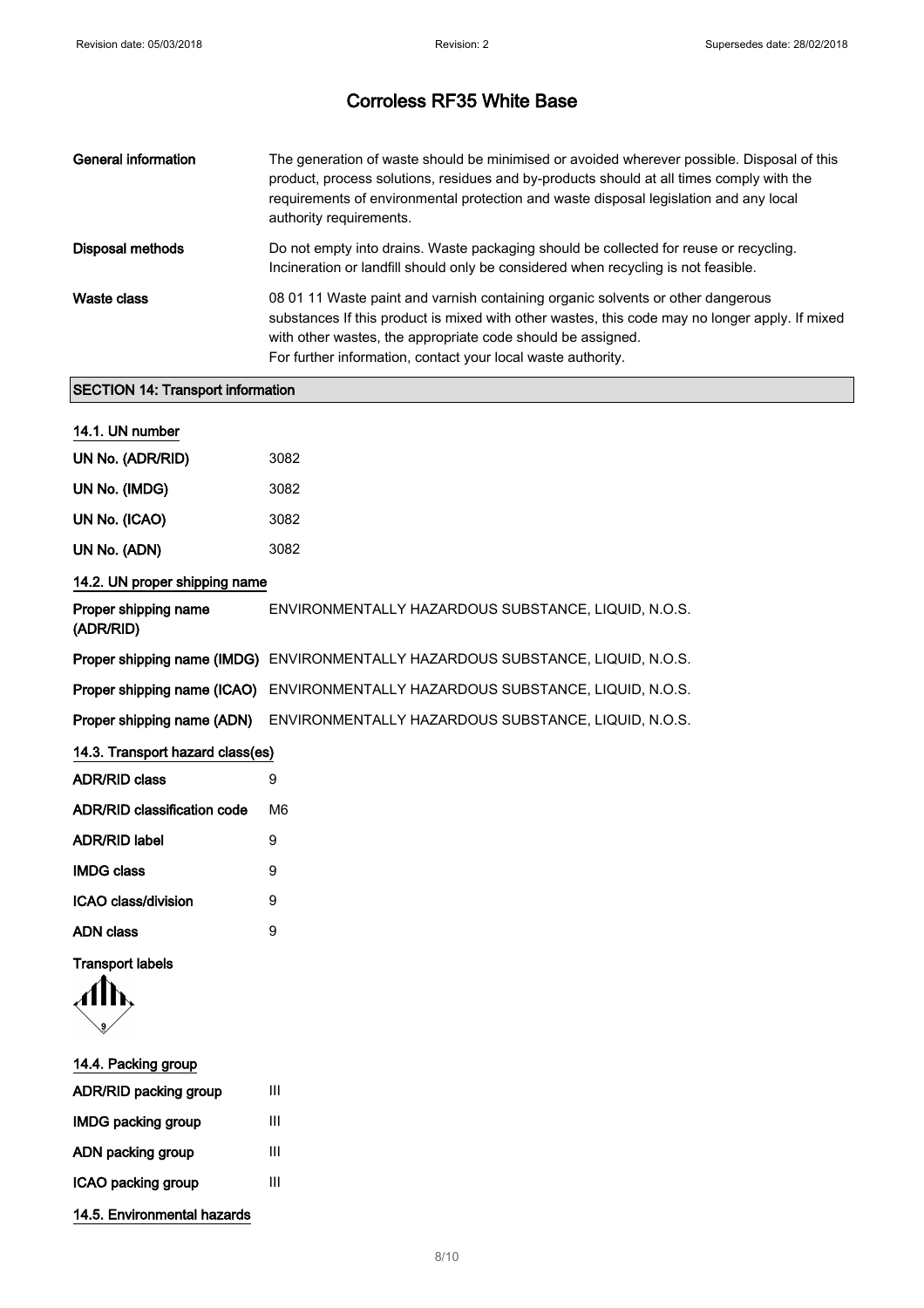# Corroless RF35 White Base

| | |
|---|---|
| **General information** | The generation of waste should be minimised or avoided wherever possible. Disposal of this product, process solutions, residues and by-products should at all times comply with the requirements of environmental protection and waste disposal legislation and any local authority requirements. |
| **Disposal methods** | Do not empty into drains. Waste packaging should be collected for reuse or recycling. Incineration or landfill should only be considered when recycling is not feasible. |
| **Waste class** | 08 01 11 Waste paint and varnish containing organic solvents or other dangerous substances If this product is mixed with other wastes, this code may no longer apply. If mixed with other wastes, the appropriate code should be assigned. For further information, contact your local waste authority. |

## SECTION 14: Transport information

### 14.1. UN number

| | |
|---|---|
| **UN No. (ADR/RID)** | 3082 |
| **UN No. (IMDG)** | 3082 |
| **UN No. (ICAO)** | 3082 |
| **UN No. (ADN)** | 3082 |

### 14.2. UN proper shipping name

| | |
|---|---|
| **Proper shipping name (ADR/RID)** | ENVIRONMENTALLY HAZARDOUS SUBSTANCE, LIQUID, N.O.S. |
| **Proper shipping name (IMDG)** | ENVIRONMENTALLY HAZARDOUS SUBSTANCE, LIQUID, N.O.S. |
| **Proper shipping name (ICAO)** | ENVIRONMENTALLY HAZARDOUS SUBSTANCE, LIQUID, N.O.S. |
| **Proper shipping name (ADN)** | ENVIRONMENTALLY HAZARDOUS SUBSTANCE, LIQUID, N.O.S. |

### 14.3. Transport hazard class(es)

| | |
|---|---|
| **ADR/RID class** | 9 |
| **ADR/RID classification code** | M6 |
| **ADR/RID label** | 9 |
| **IMDG class** | 9 |
| **ICAO class/division** | 9 |
| **ADN class** | 9 |

**Transport labels**

### 14.4. Packing group

| | |
|---|---|
| **ADR/RID packing group** | III |
| **IMDG packing group** | III |
| **ADN packing group** | III |
| **ICAO packing group** | III |

### 14.5. Environmental hazards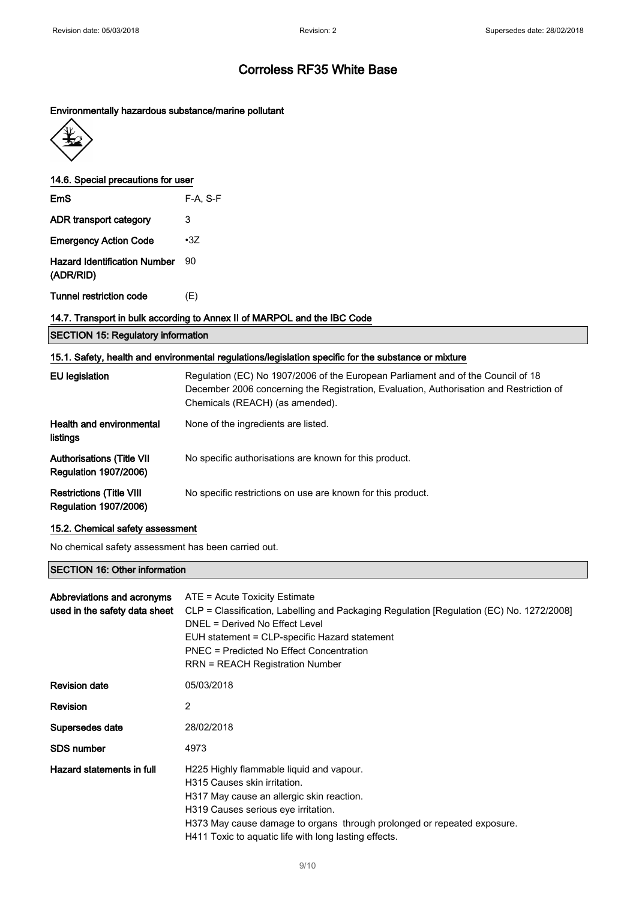# Corroless RF35 White Base

**Environmentally hazardous substance/marine pollutant**

### 14.6. Special precautions for user

| | |
|---|---|
| **EmS** | F-A, S-F |
| **ADR transport category** | 3 |
| **Emergency Action Code** | •3Z |
| **Hazard Identification Number (ADR/RID)** | 90 |
| **Tunnel restriction code** | (E) |

### 14.7. Transport in bulk according to Annex II of MARPOL and the IBC Code

## SECTION 15: Regulatory information

### 15.1. Safety, health and environmental regulations/legislation specific for the substance or mixture

| | |
|---|---|
| **EU legislation** | Regulation (EC) No 1907/2006 of the European Parliament and of the Council of 18 December 2006 concerning the Registration, Evaluation, Authorisation and Restriction of Chemicals (REACH) (as amended). |
| **Health and environmental listings** | None of the ingredients are listed. |
| **Authorisations (Title VII Regulation 1907/2006)** | No specific authorisations are known for this product. |
| **Restrictions (Title VIII Regulation 1907/2006)** | No specific restrictions on use are known for this product. |

### 15.2. Chemical safety assessment

No chemical safety assessment has been carried out.

## SECTION 16: Other information

| | |
|---|---|
| **Abbreviations and acronyms used in the safety data sheet** | ATE = Acute Toxicity Estimate<br>CLP = Classification, Labelling and Packaging Regulation [Regulation (EC) No. 1272/2008]<br>DNEL = Derived No Effect Level<br>EUH statement = CLP-specific Hazard statement<br>PNEC = Predicted No Effect Concentration<br>RRN = REACH Registration Number |
| **Revision date** | 05/03/2018 |
| **Revision** | 2 |
| **Supersedes date** | 28/02/2018 |
| **SDS number** | 4973 |
| **Hazard statements in full** | H225 Highly flammable liquid and vapour.<br>H315 Causes skin irritation.<br>H317 May cause an allergic skin reaction.<br>H319 Causes serious eye irritation.<br>H373 May cause damage to organs through prolonged or repeated exposure.<br>H411 Toxic to aquatic life with long lasting effects. |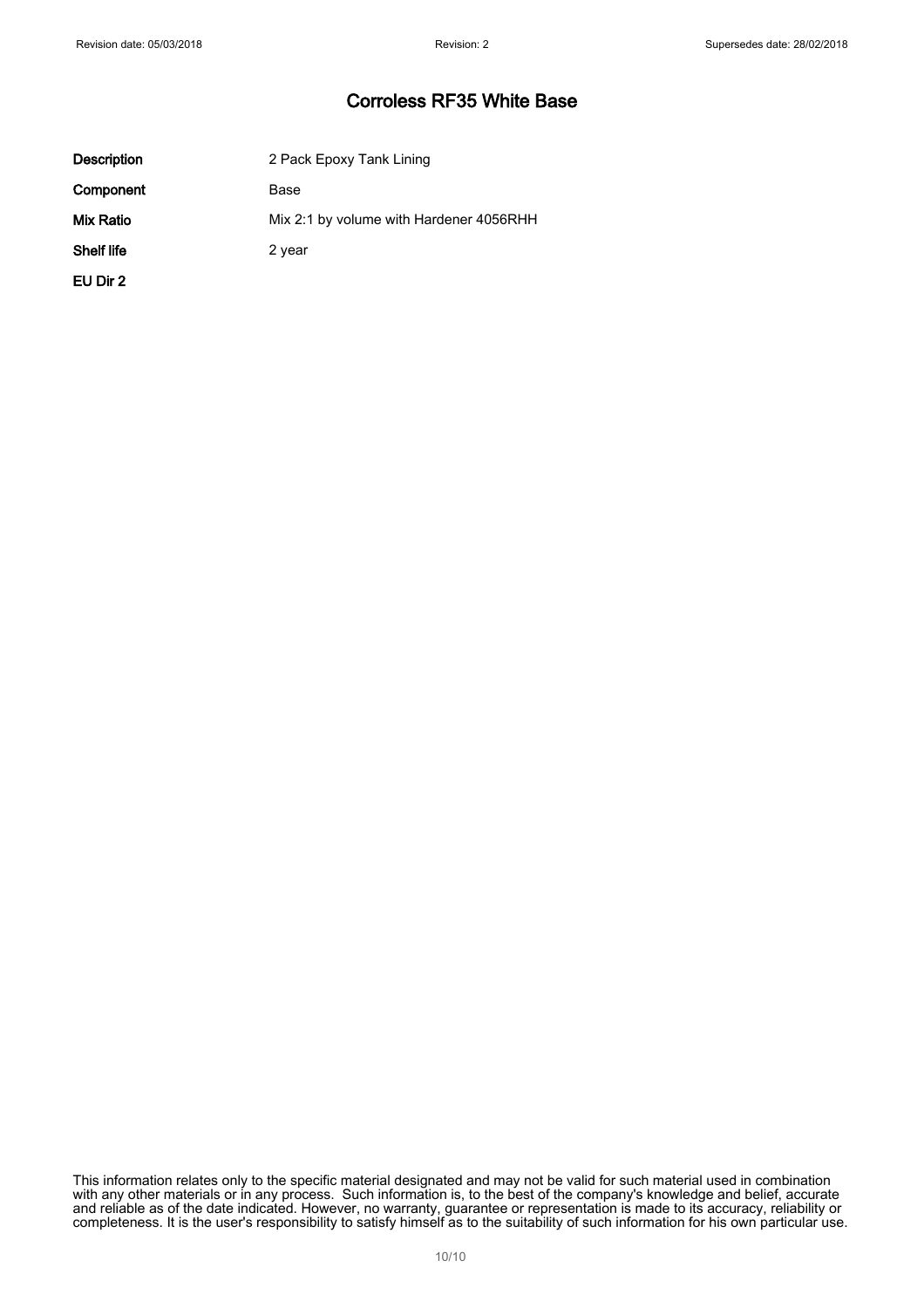# Corroless RF35 White Base

| | |
|---|---|
| **Description** | 2 Pack Epoxy Tank Lining |
| **Component** | Base |
| **Mix Ratio** | Mix 2:1 by volume with Hardener 4056RHH |
| **Shelf life** | 2 year |
| **EU Dir 2** | |

This information relates only to the specific material designated and may not be valid for such material used in combination with any other materials or in any process. Such information is, to the best of the company's knowledge and belief, accurate and reliable as of the date indicated. However, no warranty, guarantee or representation is made to its accuracy, reliability or completeness. It is the user's responsibility to satisfy himself as to the suitability of such information for his own particular use.